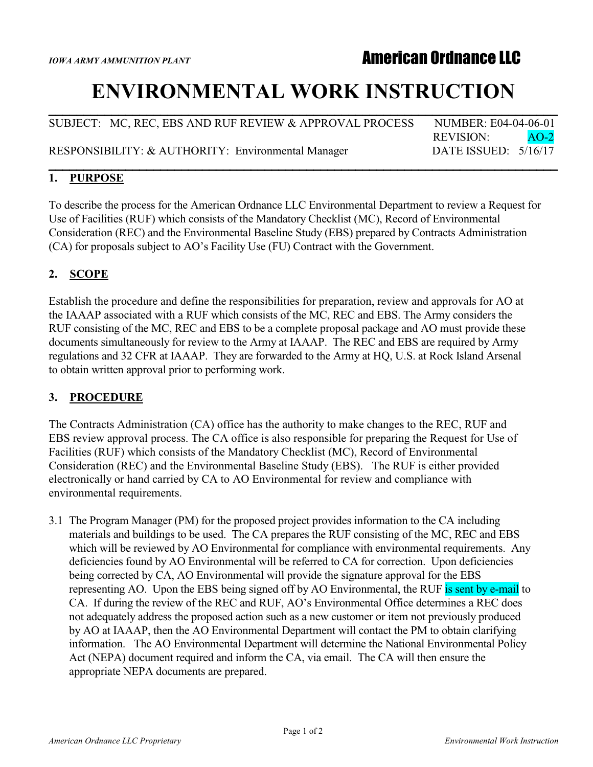*IOWA ARMY AMMUNITION PLANT* **American Ordnance LLC**

# ENVIRONMENTAL WORK INSTRUCTION

SUBJECT: MC, REC, EBS AND RUF REVIEW & APPROVAL PROCESS NUMBER: E04-04-06-01
REVISION: AO-2
RESPONSIBILITY: & AUTHORITY: Environmental Manager DATE ISSUED: 5/16/17

## 1. PURPOSE

To describe the process for the American Ordnance LLC Environmental Department to review a Request for Use of Facilities (RUF) which consists of the Mandatory Checklist (MC), Record of Environmental Consideration (REC) and the Environmental Baseline Study (EBS) prepared by Contracts Administration (CA) for proposals subject to AO's Facility Use (FU) Contract with the Government.

## 2. SCOPE

Establish the procedure and define the responsibilities for preparation, review and approvals for AO at the IAAAP associated with a RUF which consists of the MC, REC and EBS. The Army considers the RUF consisting of the MC, REC and EBS to be a complete proposal package and AO must provide these documents simultaneously for review to the Army at IAAAP. The REC and EBS are required by Army regulations and 32 CFR at IAAAP. They are forwarded to the Army at HQ, U.S. at Rock Island Arsenal to obtain written approval prior to performing work.

## 3. PROCEDURE

The Contracts Administration (CA) office has the authority to make changes to the REC, RUF and EBS review approval process. The CA office is also responsible for preparing the Request for Use of Facilities (RUF) which consists of the Mandatory Checklist (MC), Record of Environmental Consideration (REC) and the Environmental Baseline Study (EBS). The RUF is either provided electronically or hand carried by CA to AO Environmental for review and compliance with environmental requirements.

3.1 The Program Manager (PM) for the proposed project provides information to the CA including materials and buildings to be used. The CA prepares the RUF consisting of the MC, REC and EBS which will be reviewed by AO Environmental for compliance with environmental requirements. Any deficiencies found by AO Environmental will be referred to CA for correction. Upon deficiencies being corrected by CA, AO Environmental will provide the signature approval for the EBS representing AO. Upon the EBS being signed off by AO Environmental, the RUF is sent by e-mail to CA. If during the review of the REC and RUF, AO's Environmental Office determines a REC does not adequately address the proposed action such as a new customer or item not previously produced by AO at IAAAP, then the AO Environmental Department will contact the PM to obtain clarifying information. The AO Environmental Department will determine the National Environmental Policy Act (NEPA) document required and inform the CA, via email. The CA will then ensure the appropriate NEPA documents are prepared.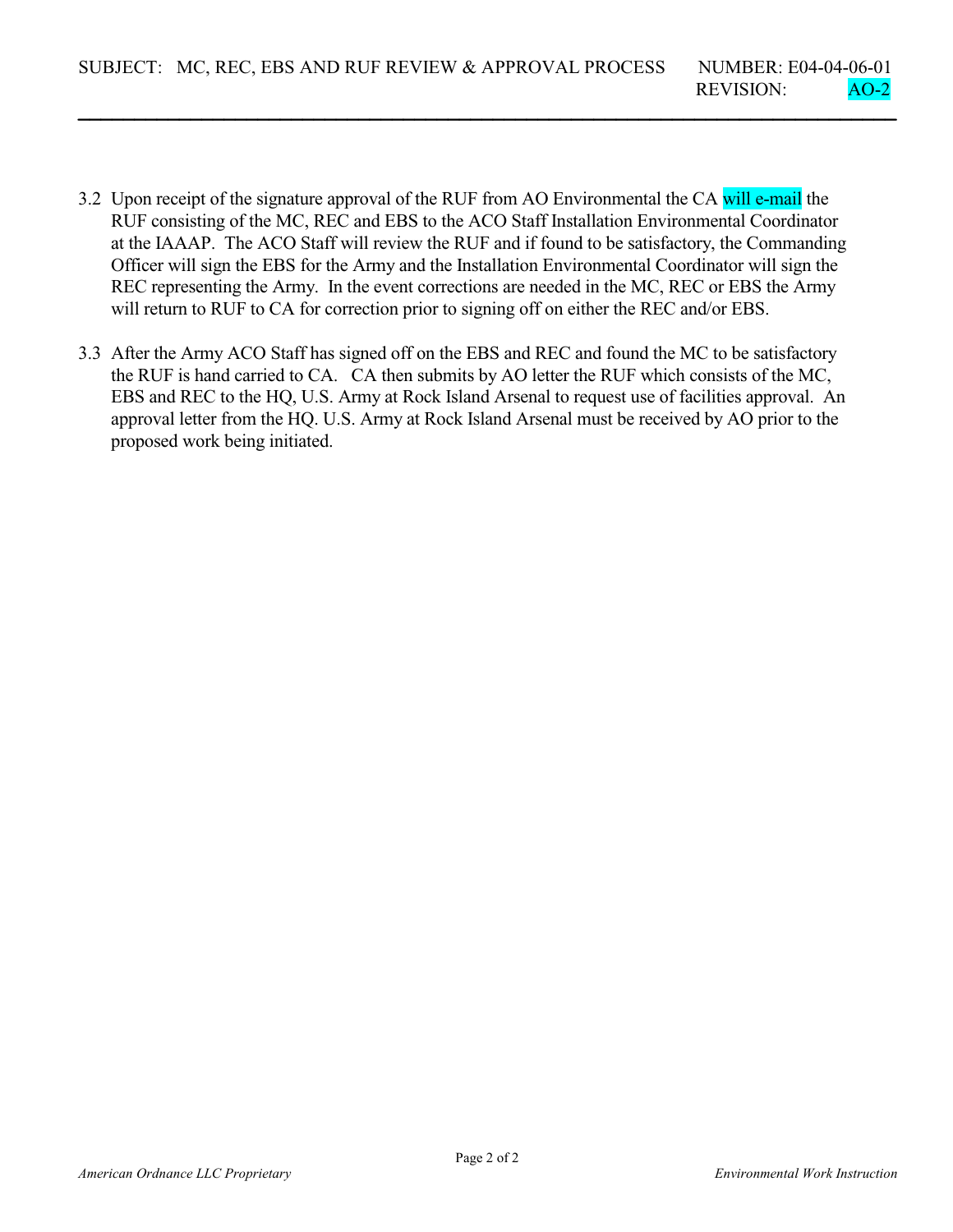3.2 Upon receipt of the signature approval of the RUF from AO Environmental the CA will e-mail the RUF consisting of the MC, REC and EBS to the ACO Staff Installation Environmental Coordinator at the IAAAP. The ACO Staff will review the RUF and if found to be satisfactory, the Commanding Officer will sign the EBS for the Army and the Installation Environmental Coordinator will sign the REC representing the Army. In the event corrections are needed in the MC, REC or EBS the Army will return to RUF to CA for correction prior to signing off on either the REC and/or EBS.

3.3 After the Army ACO Staff has signed off on the EBS and REC and found the MC to be satisfactory the RUF is hand carried to CA. CA then submits by AO letter the RUF which consists of the MC, EBS and REC to the HQ, U.S. Army at Rock Island Arsenal to request use of facilities approval. An approval letter from the HQ. U.S. Army at Rock Island Arsenal must be received by AO prior to the proposed work being initiated.